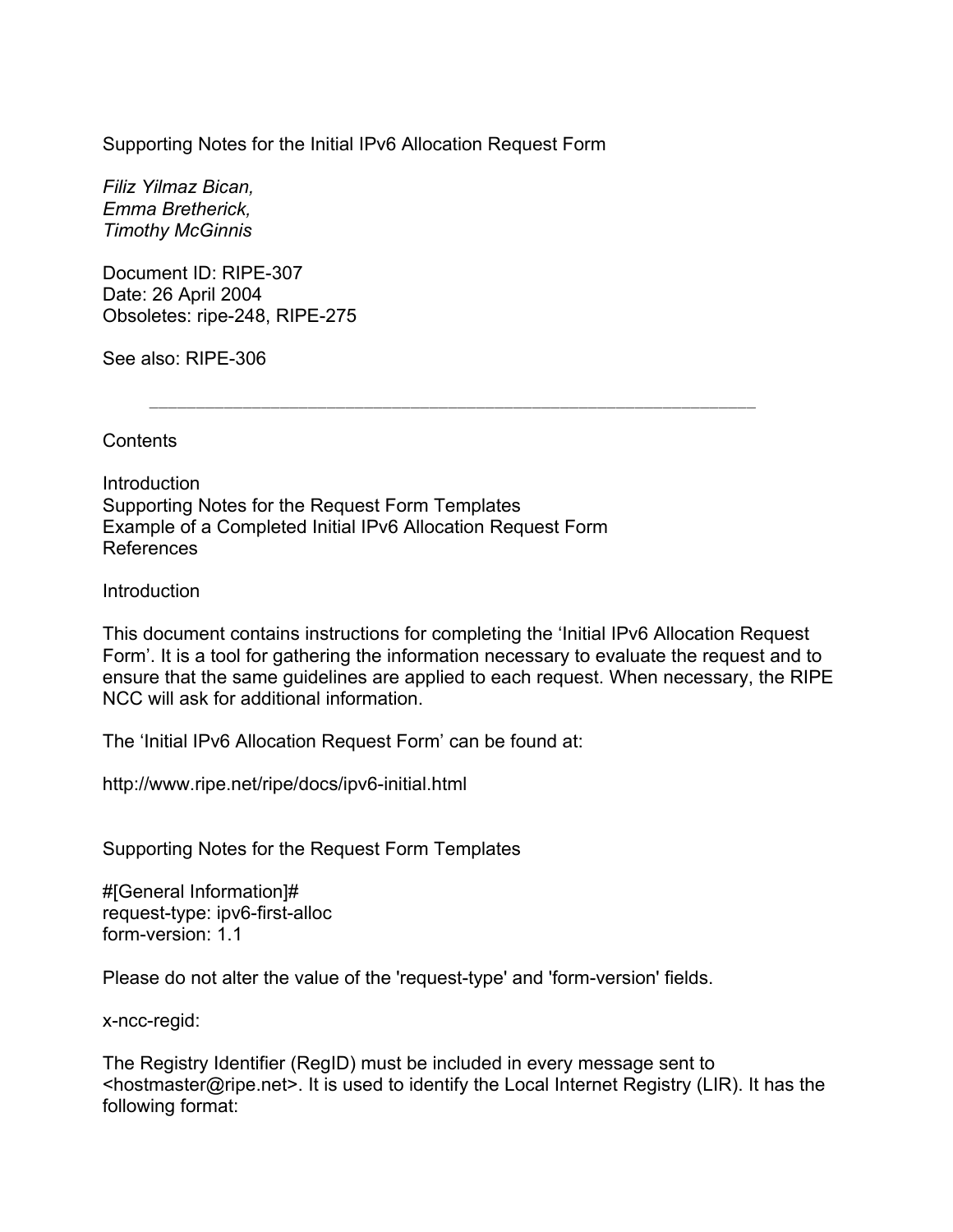# Supporting Notes for the Initial IPv6 Allocation Request Form

*Filiz Yilmaz Bican,*
*Emma Bretherick,*
*Timothy McGinnis*

Document ID: RIPE-307
Date: 26 April 2004
Obsoletes: ripe-248, RIPE-275

See also: RIPE-306

---

## Contents

Introduction
Supporting Notes for the Request Form Templates
Example of a Completed Initial IPv6 Allocation Request Form
References

## Introduction

This document contains instructions for completing the 'Initial IPv6 Allocation Request Form'. It is a tool for gathering the information necessary to evaluate the request and to ensure that the same guidelines are applied to each request. When necessary, the RIPE NCC will ask for additional information.

The 'Initial IPv6 Allocation Request Form' can be found at:

http://www.ripe.net/ripe/docs/ipv6-initial.html

## Supporting Notes for the Request Form Templates

```
#[General Information]#
request-type: ipv6-first-alloc
form-version: 1.1
```

Please do not alter the value of the 'request-type' and 'form-version' fields.

```
x-ncc-regid:
```

The Registry Identifier (RegID) must be included in every message sent to <hostmaster@ripe.net>. It is used to identify the Local Internet Registry (LIR). It has the following format: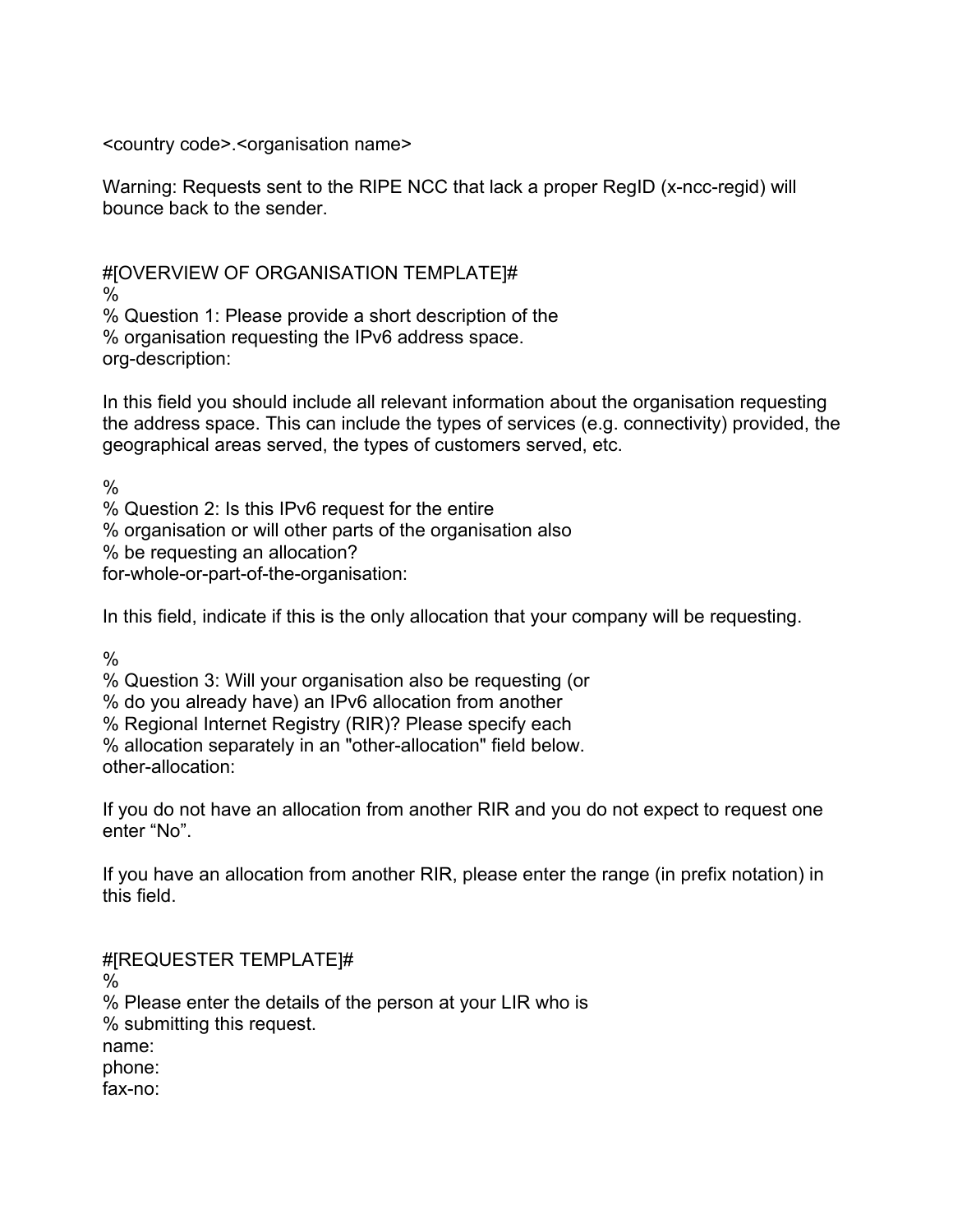<country code>.<organisation name>

Warning: Requests sent to the RIPE NCC that lack a proper RegID (x-ncc-regid) will bounce back to the sender.

```
#[OVERVIEW OF ORGANISATION TEMPLATE]#
%
% Question 1: Please provide a short description of the
% organisation requesting the IPv6 address space.
org-description:
```

In this field you should include all relevant information about the organisation requesting the address space. This can include the types of services (e.g. connectivity) provided, the geographical areas served, the types of customers served, etc.

```
%
% Question 2: Is this IPv6 request for the entire
% organisation or will other parts of the organisation also
% be requesting an allocation?
for-whole-or-part-of-the-organisation:
```

In this field, indicate if this is the only allocation that your company will be requesting.

```
%
% Question 3: Will your organisation also be requesting (or
% do you already have) an IPv6 allocation from another
% Regional Internet Registry (RIR)? Please specify each
% allocation separately in an "other-allocation" field below.
other-allocation:
```

If you do not have an allocation from another RIR and you do not expect to request one enter “No”.

If you have an allocation from another RIR, please enter the range (in prefix notation) in this field.

```
#[REQUESTER TEMPLATE]#
%
% Please enter the details of the person at your LIR who is
% submitting this request.
name:
phone:
fax-no:
```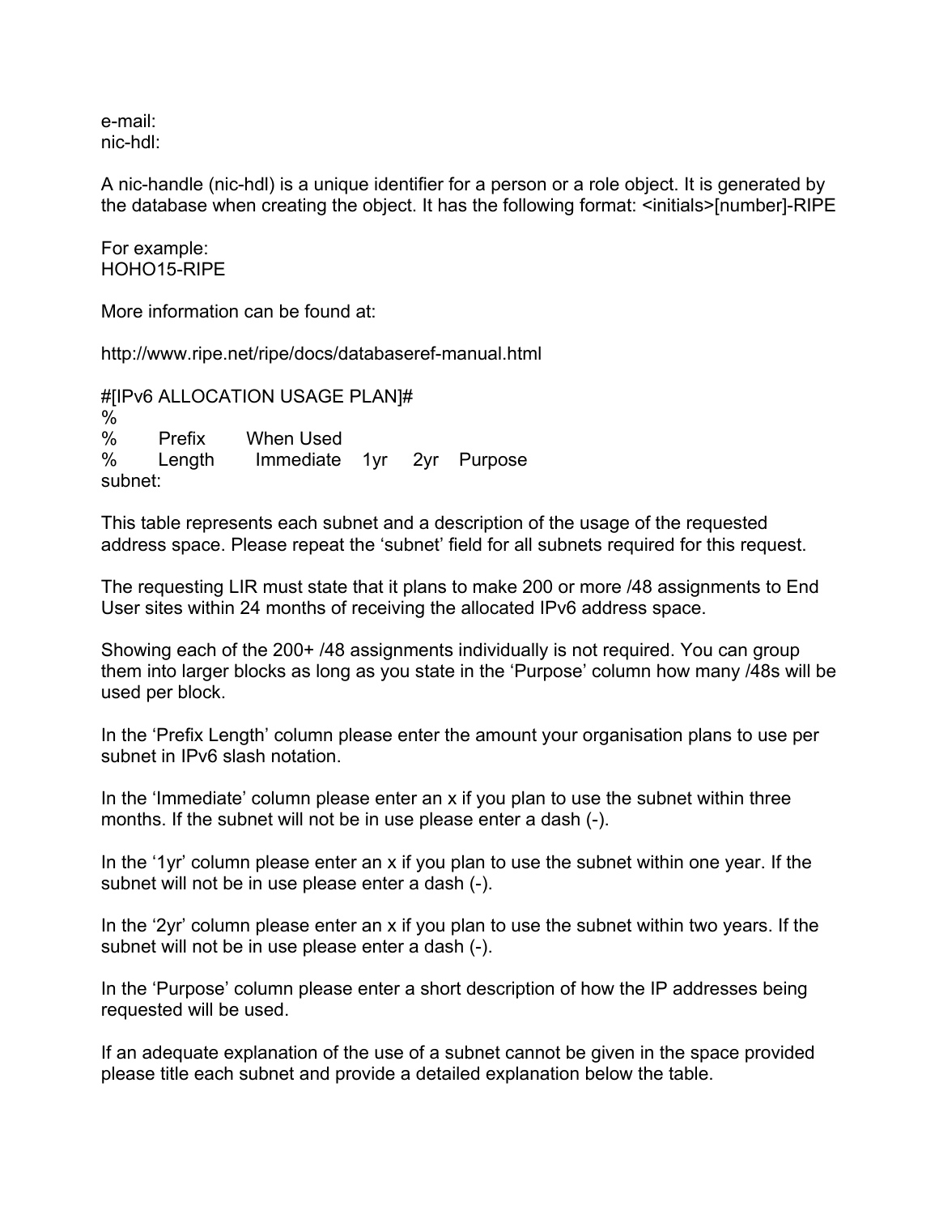e-mail:
nic-hdl:

A nic-handle (nic-hdl) is a unique identifier for a person or a role object. It is generated by the database when creating the object. It has the following format: <initials>[number]-RIPE

For example:
HOHO15-RIPE

More information can be found at:

http://www.ripe.net/ripe/docs/databaseref-manual.html

```
#[IPv6 ALLOCATION USAGE PLAN]#
%
%       Prefix       When Used
%       Length        Immediate    1yr     2yr    Purpose
subnet:
```

This table represents each subnet and a description of the usage of the requested address space. Please repeat the 'subnet' field for all subnets required for this request.

The requesting LIR must state that it plans to make 200 or more /48 assignments to End User sites within 24 months of receiving the allocated IPv6 address space.

Showing each of the 200+ /48 assignments individually is not required. You can group them into larger blocks as long as you state in the 'Purpose' column how many /48s will be used per block.

In the 'Prefix Length' column please enter the amount your organisation plans to use per subnet in IPv6 slash notation.

In the 'Immediate' column please enter an x if you plan to use the subnet within three months. If the subnet will not be in use please enter a dash (-).

In the '1yr' column please enter an x if you plan to use the subnet within one year. If the subnet will not be in use please enter a dash (-).

In the '2yr' column please enter an x if you plan to use the subnet within two years. If the subnet will not be in use please enter a dash (-).

In the 'Purpose' column please enter a short description of how the IP addresses being requested will be used.

If an adequate explanation of the use of a subnet cannot be given in the space provided please title each subnet and provide a detailed explanation below the table.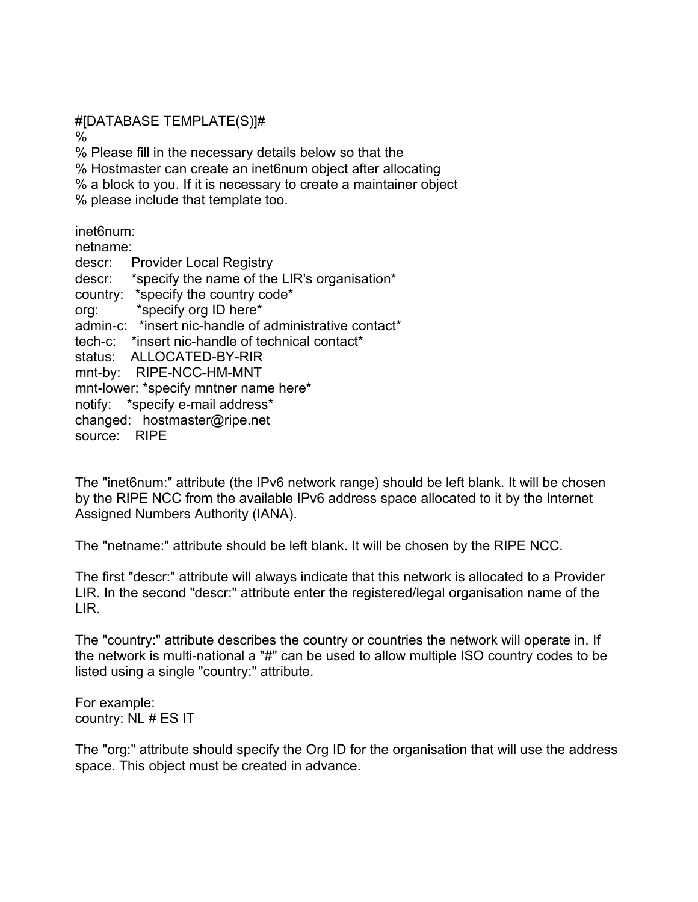#[DATABASE TEMPLATE(S)]#

```
%
% Please fill in the necessary details below so that the
% Hostmaster can create an inet6num object after allocating
% a block to you. If it is necessary to create a maintainer object
% please include that template too.

inet6num:
netname:
descr:     Provider Local Registry
descr:     *specify the name of the LIR's organisation*
country:   *specify the country code*
org:        *specify org ID here*
admin-c:   *insert nic-handle of administrative contact*
tech-c:    *insert nic-handle of technical contact*
status:    ALLOCATED-BY-RIR
mnt-by:    RIPE-NCC-HM-MNT
mnt-lower: *specify mntner name here*
notify:    *specify e-mail address*
changed:   hostmaster@ripe.net
source:    RIPE
```

The "inet6num:" attribute (the IPv6 network range) should be left blank. It will be chosen by the RIPE NCC from the available IPv6 address space allocated to it by the Internet Assigned Numbers Authority (IANA).

The "netname:" attribute should be left blank. It will be chosen by the RIPE NCC.

The first "descr:" attribute will always indicate that this network is allocated to a Provider LIR. In the second "descr:" attribute enter the registered/legal organisation name of the LIR.

The "country:" attribute describes the country or countries the network will operate in. If the network is multi-national a "#" can be used to allow multiple ISO country codes to be listed using a single "country:" attribute.

For example:
country: NL # ES IT

The "org:" attribute should specify the Org ID for the organisation that will use the address space. This object must be created in advance.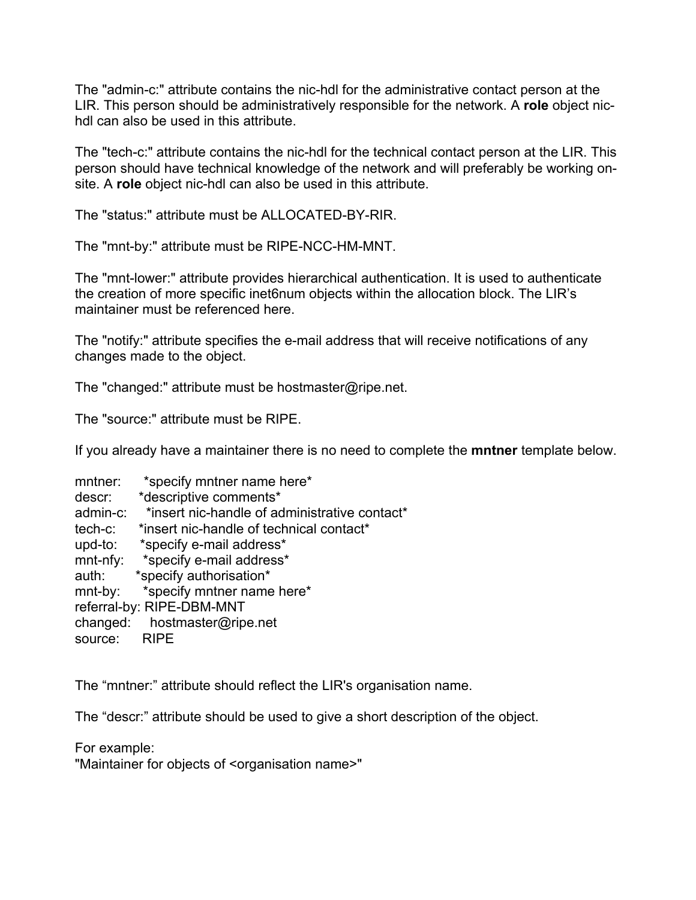The "admin-c:" attribute contains the nic-hdl for the administrative contact person at the LIR. This person should be administratively responsible for the network. A **role** object nic-hdl can also be used in this attribute.

The "tech-c:" attribute contains the nic-hdl for the technical contact person at the LIR. This person should have technical knowledge of the network and will preferably be working on-site. A **role** object nic-hdl can also be used in this attribute.

The "status:" attribute must be ALLOCATED-BY-RIR.

The "mnt-by:" attribute must be RIPE-NCC-HM-MNT.

The "mnt-lower:" attribute provides hierarchical authentication. It is used to authenticate the creation of more specific inet6num objects within the allocation block. The LIR's maintainer must be referenced here.

The "notify:" attribute specifies the e-mail address that will receive notifications of any changes made to the object.

The "changed:" attribute must be hostmaster@ripe.net.

The "source:" attribute must be RIPE.

If you already have a maintainer there is no need to complete the **mntner** template below.

```
mntner:      *specify mntner name here*
descr:       *descriptive comments*
admin-c:     *insert nic-handle of administrative contact*
tech-c:      *insert nic-handle of technical contact*
upd-to:      *specify e-mail address*
mnt-nfy:     *specify e-mail address*
auth:        *specify authorisation*
mnt-by:      *specify mntner name here*
referral-by: RIPE-DBM-MNT
changed:     hostmaster@ripe.net
source:      RIPE
```

The “mntner:” attribute should reflect the LIR's organisation name.

The “descr:” attribute should be used to give a short description of the object.

For example:
"Maintainer for objects of <organisation name>"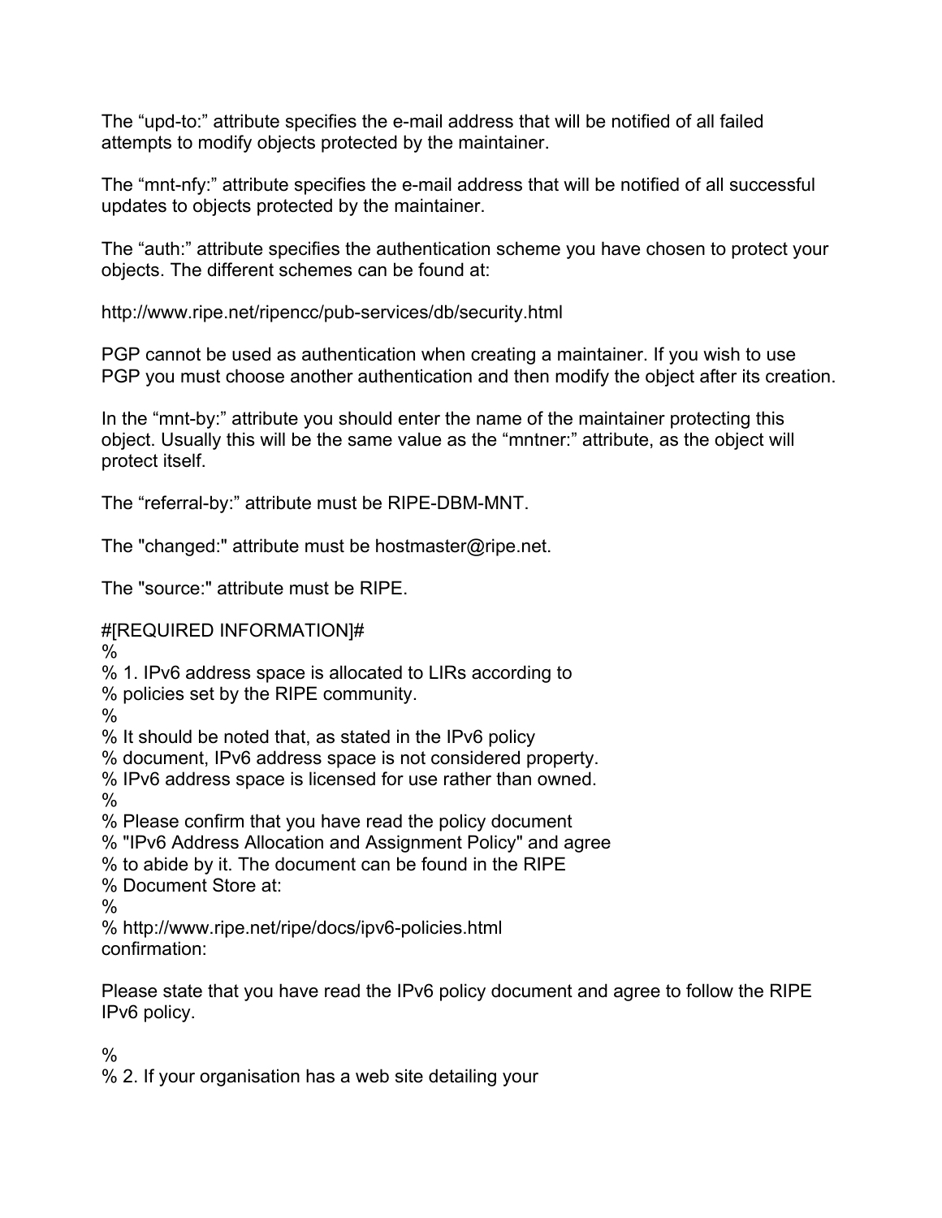The “upd-to:” attribute specifies the e-mail address that will be notified of all failed attempts to modify objects protected by the maintainer.

The “mnt-nfy:” attribute specifies the e-mail address that will be notified of all successful updates to objects protected by the maintainer.

The “auth:” attribute specifies the authentication scheme you have chosen to protect your objects. The different schemes can be found at:

http://www.ripe.net/ripencc/pub-services/db/security.html

PGP cannot be used as authentication when creating a maintainer. If you wish to use PGP you must choose another authentication and then modify the object after its creation.

In the “mnt-by:” attribute you should enter the name of the maintainer protecting this object. Usually this will be the same value as the “mntner:” attribute, as the object will protect itself.

The “referral-by:” attribute must be RIPE-DBM-MNT.

The "changed:" attribute must be hostmaster@ripe.net.

The "source:" attribute must be RIPE.

```
#[REQUIRED INFORMATION]#
%
% 1. IPv6 address space is allocated to LIRs according to
% policies set by the RIPE community.
%
% It should be noted that, as stated in the IPv6 policy
% document, IPv6 address space is not considered property.
% IPv6 address space is licensed for use rather than owned.
%
% Please confirm that you have read the policy document
% "IPv6 Address Allocation and Assignment Policy" and agree
% to abide by it. The document can be found in the RIPE
% Document Store at:
%
% http://www.ripe.net/ripe/docs/ipv6-policies.html
confirmation:
```

Please state that you have read the IPv6 policy document and agree to follow the RIPE IPv6 policy.

```
%
% 2. If your organisation has a web site detailing your
```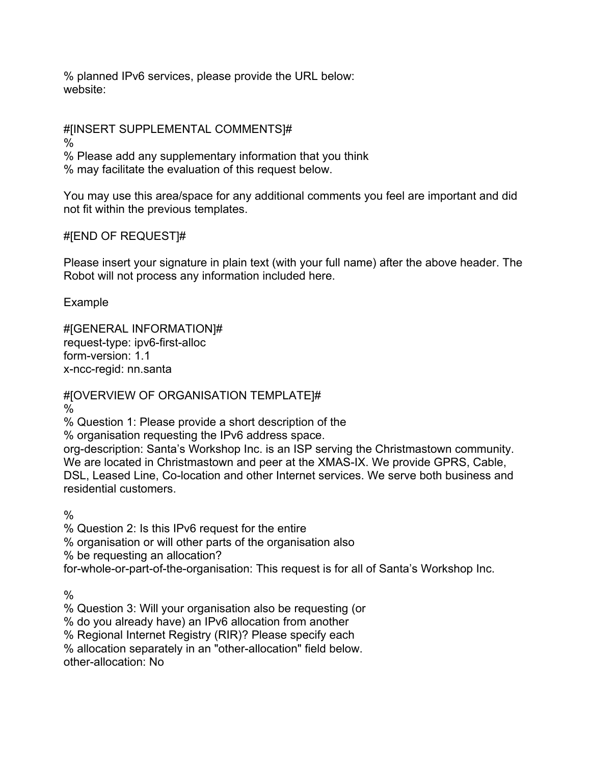% planned IPv6 services, please provide the URL below:
website:

#[INSERT SUPPLEMENTAL COMMENTS]#
%
% Please add any supplementary information that you think
% may facilitate the evaluation of this request below.

You may use this area/space for any additional comments you feel are important and did not fit within the previous templates.

#[END OF REQUEST]#

Please insert your signature in plain text (with your full name) after the above header. The Robot will not process any information included here.

Example

#[GENERAL INFORMATION]#
request-type: ipv6-first-alloc
form-version: 1.1
x-ncc-regid: nn.santa

#[OVERVIEW OF ORGANISATION TEMPLATE]#
%
% Question 1: Please provide a short description of the
% organisation requesting the IPv6 address space.
org-description: Santa's Workshop Inc. is an ISP serving the Christmastown community. We are located in Christmastown and peer at the XMAS-IX. We provide GPRS, Cable, DSL, Leased Line, Co-location and other Internet services. We serve both business and residential customers.

%
% Question 2: Is this IPv6 request for the entire
% organisation or will other parts of the organisation also
% be requesting an allocation?
for-whole-or-part-of-the-organisation: This request is for all of Santa's Workshop Inc.

%
% Question 3: Will your organisation also be requesting (or
% do you already have) an IPv6 allocation from another
% Regional Internet Registry (RIR)? Please specify each
% allocation separately in an "other-allocation" field below.
other-allocation: No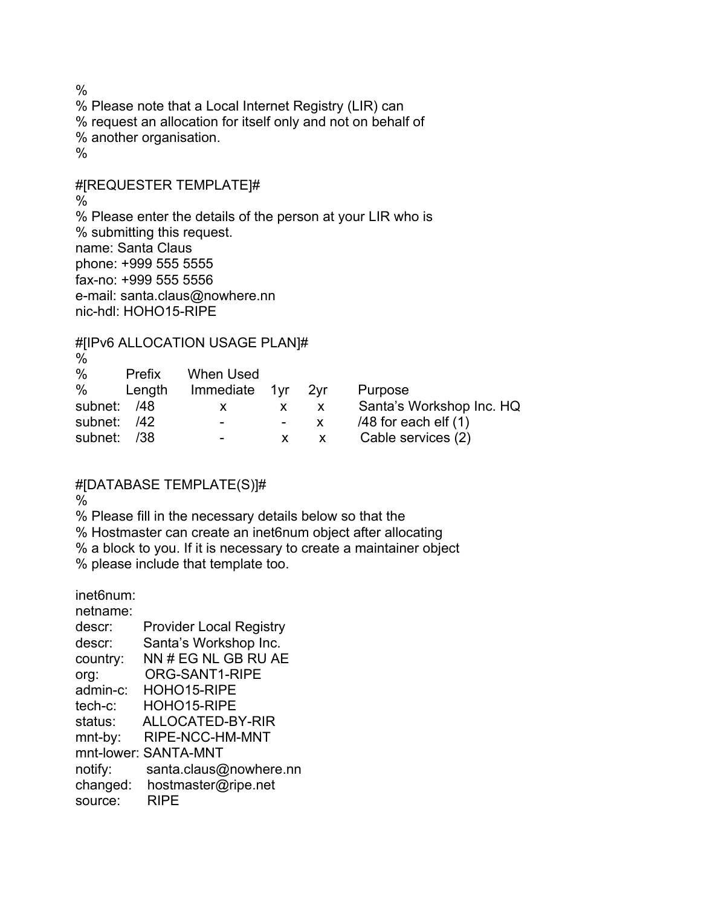```
%
% Please note that a Local Internet Registry (LIR) can
% request an allocation for itself only and not on behalf of
% another organisation.
%

#[REQUESTER TEMPLATE]#
%
% Please enter the details of the person at your LIR who is
% submitting this request.
name: Santa Claus
phone: +999 555 5555
fax-no: +999 555 5556
e-mail: santa.claus@nowhere.nn
nic-hdl: HOHO15-RIPE

#[IPv6 ALLOCATION USAGE PLAN]#
%
%       Prefix     When Used
%       Length     Immediate   1yr   2yr    Purpose
subnet:  /48         x          x     x     Santa's Workshop Inc. HQ
subnet:  /42         -          -     x     /48 for each elf (1)
subnet:  /38         -          x     x     Cable services (2)


#[DATABASE TEMPLATE(S)]#
%
% Please fill in the necessary details below so that the
% Hostmaster can create an inet6num object after allocating
% a block to you. If it is necessary to create a maintainer object
% please include that template too.

inet6num:
netname:
descr:       Provider Local Registry
descr:       Santa's Workshop Inc.
country:     NN # EG NL GB RU AE
org:         ORG-SANT1-RIPE
admin-c:     HOHO15-RIPE
tech-c:      HOHO15-RIPE
status:      ALLOCATED-BY-RIR
mnt-by:      RIPE-NCC-HM-MNT
mnt-lower:   SANTA-MNT
notify:      santa.claus@nowhere.nn
changed:     hostmaster@ripe.net
source:      RIPE
```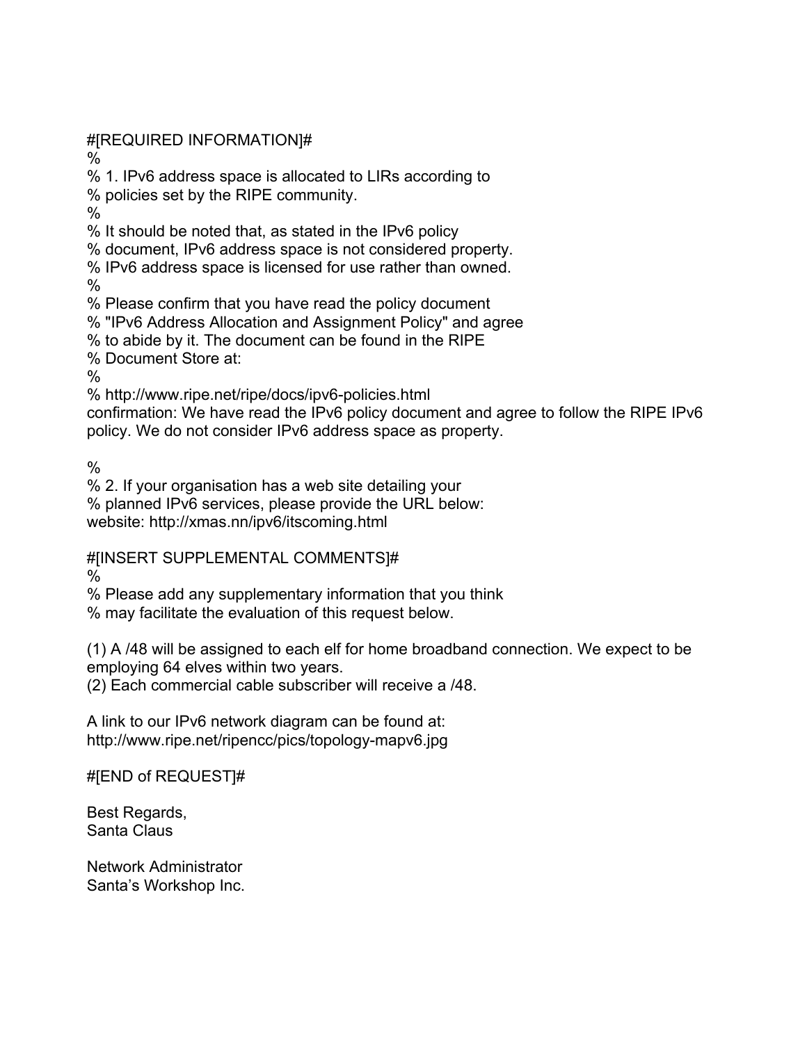#[REQUIRED INFORMATION]#
%
% 1. IPv6 address space is allocated to LIRs according to
% policies set by the RIPE community.
%
% It should be noted that, as stated in the IPv6 policy
% document, IPv6 address space is not considered property.
% IPv6 address space is licensed for use rather than owned.
%
% Please confirm that you have read the policy document
% "IPv6 Address Allocation and Assignment Policy" and agree
% to abide by it. The document can be found in the RIPE
% Document Store at:
%
% http://www.ripe.net/ripe/docs/ipv6-policies.html
confirmation: We have read the IPv6 policy document and agree to follow the RIPE IPv6 policy. We do not consider IPv6 address space as property.

%
% 2. If your organisation has a web site detailing your
% planned IPv6 services, please provide the URL below:
website: http://xmas.nn/ipv6/itscoming.html

#[INSERT SUPPLEMENTAL COMMENTS]#
%
% Please add any supplementary information that you think
% may facilitate the evaluation of this request below.

(1) A /48 will be assigned to each elf for home broadband connection. We expect to be employing 64 elves within two years.
(2) Each commercial cable subscriber will receive a /48.

A link to our IPv6 network diagram can be found at:
http://www.ripe.net/ripencc/pics/topology-mapv6.jpg

#[END of REQUEST]#

Best Regards,
Santa Claus

Network Administrator
Santa's Workshop Inc.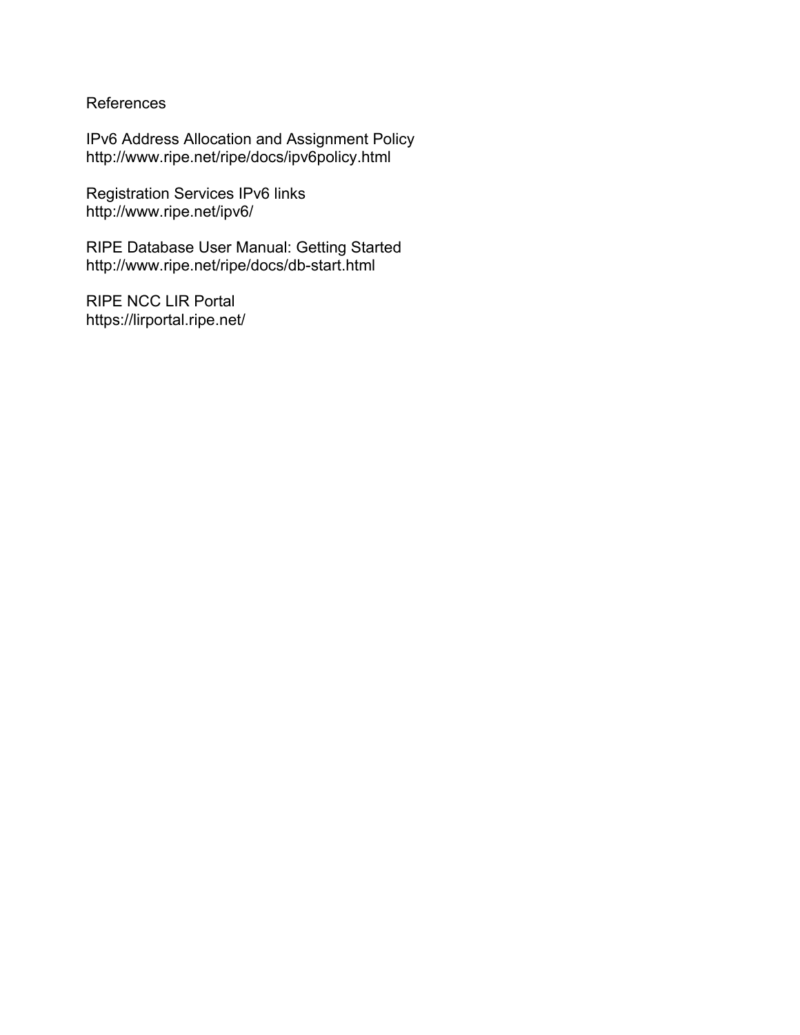## References

IPv6 Address Allocation and Assignment Policy
http://www.ripe.net/ripe/docs/ipv6policy.html

Registration Services IPv6 links
http://www.ripe.net/ipv6/

RIPE Database User Manual: Getting Started
http://www.ripe.net/ripe/docs/db-start.html

RIPE NCC LIR Portal
https://lirportal.ripe.net/